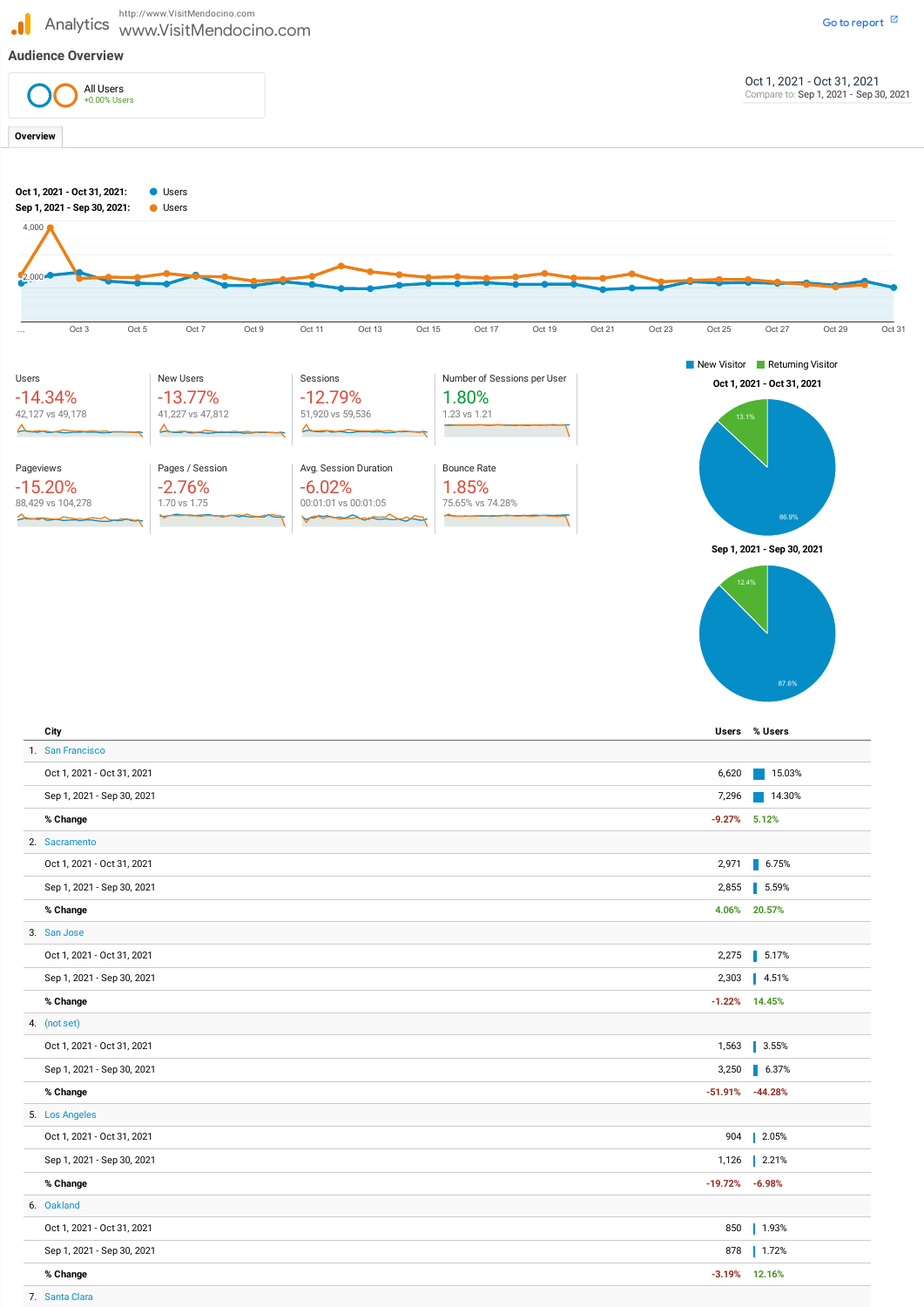Analytics http://www.VisitMendocino.com www.VisitMendocino.com

Go to report

## Audience Overview

All Users
+0.00% Users

Oct 1, 2021 - Oct 31, 2021
Compare to: Sep 1, 2021 - Sep 30, 2021

**Overview**

**Oct 1, 2021 - Oct 31, 2021:** Users
**Sep 1, 2021 - Sep 30, 2021:** Users

4,000
2,000
... Oct 3 Oct 5 Oct 7 Oct 9 Oct 11 Oct 13 Oct 15 Oct 17 Oct 19 Oct 21 Oct 23 Oct 25 Oct 27 Oct 29 Oct 31

Users
-14.34%
42,127 vs 49,178

New Users
-13.77%
41,227 vs 47,812

Sessions
-12.79%
51,920 vs 59,536

Number of Sessions per User
1.80%
1.23 vs 1.21

Pageviews
-15.20%
88,429 vs 104,278

Pages / Session
-2.76%
1.70 vs 1.75

Avg. Session Duration
-6.02%
00:01:01 vs 00:01:05

Bounce Rate
1.85%
75.65% vs 74.28%

New Visitor  Returning Visitor

**Oct 1, 2021 - Oct 31, 2021**

13.1%
86.9%

**Sep 1, 2021 - Sep 30, 2021**

12.4%
87.6%

| | City | Users | % Users |
|---|---|---|---|
| 1. | San Francisco | | |
| | Oct 1, 2021 - Oct 31, 2021 | 6,620 | 15.03% |
| | Sep 1, 2021 - Sep 30, 2021 | 7,296 | 14.30% |
| | **% Change** | -9.27% | 5.12% |
| 2. | Sacramento | | |
| | Oct 1, 2021 - Oct 31, 2021 | 2,971 | 6.75% |
| | Sep 1, 2021 - Sep 30, 2021 | 2,855 | 5.59% |
| | **% Change** | 4.06% | 20.57% |
| 3. | San Jose | | |
| | Oct 1, 2021 - Oct 31, 2021 | 2,275 | 5.17% |
| | Sep 1, 2021 - Sep 30, 2021 | 2,303 | 4.51% |
| | **% Change** | -1.22% | 14.45% |
| 4. | (not set) | | |
| | Oct 1, 2021 - Oct 31, 2021 | 1,563 | 3.55% |
| | Sep 1, 2021 - Sep 30, 2021 | 3,250 | 6.37% |
| | **% Change** | -51.91% | -44.28% |
| 5. | Los Angeles | | |
| | Oct 1, 2021 - Oct 31, 2021 | 904 | 2.05% |
| | Sep 1, 2021 - Sep 30, 2021 | 1,126 | 2.21% |
| | **% Change** | -19.72% | -6.98% |
| 6. | Oakland | | |
| | Oct 1, 2021 - Oct 31, 2021 | 850 | 1.93% |
| | Sep 1, 2021 - Sep 30, 2021 | 878 | 1.72% |
| | **% Change** | -3.19% | 12.16% |
| 7. | Santa Clara | | |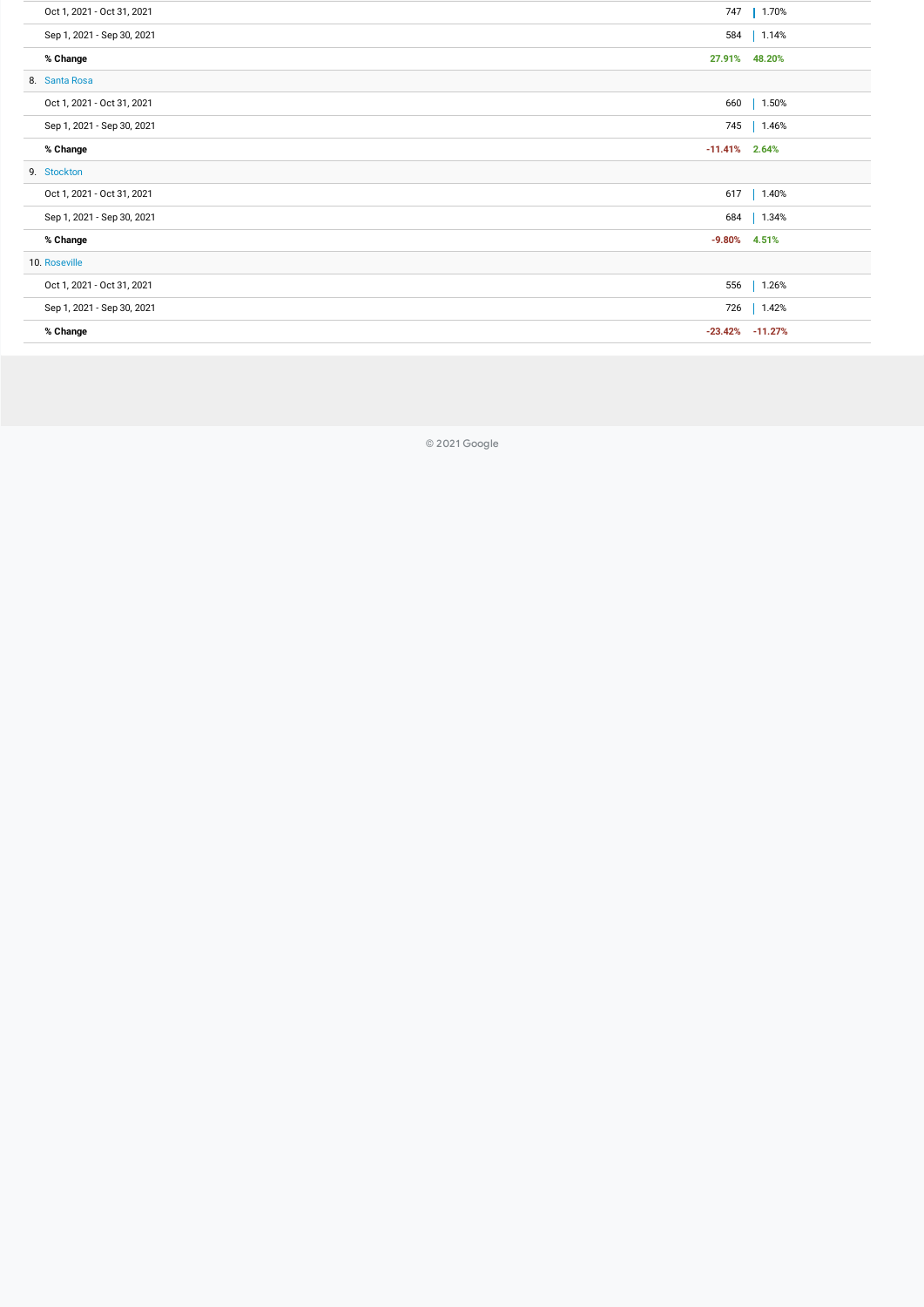| | | |
|---|---|---|
| Oct 1, 2021 - Oct 31, 2021 | 747 | 1.70% |
| Sep 1, 2021 - Sep 30, 2021 | 584 | 1.14% |
| **% Change** | **27.91%** | **48.20%** |
| 8. Santa Rosa | | |
| Oct 1, 2021 - Oct 31, 2021 | 660 | 1.50% |
| Sep 1, 2021 - Sep 30, 2021 | 745 | 1.46% |
| **% Change** | **-11.41%** | **2.64%** |
| 9. Stockton | | |
| Oct 1, 2021 - Oct 31, 2021 | 617 | 1.40% |
| Sep 1, 2021 - Sep 30, 2021 | 684 | 1.34% |
| **% Change** | **-9.80%** | **4.51%** |
| 10. Roseville | | |
| Oct 1, 2021 - Oct 31, 2021 | 556 | 1.26% |
| Sep 1, 2021 - Sep 30, 2021 | 726 | 1.42% |
| **% Change** | **-23.42%** | **-11.27%** |

© 2021 Google